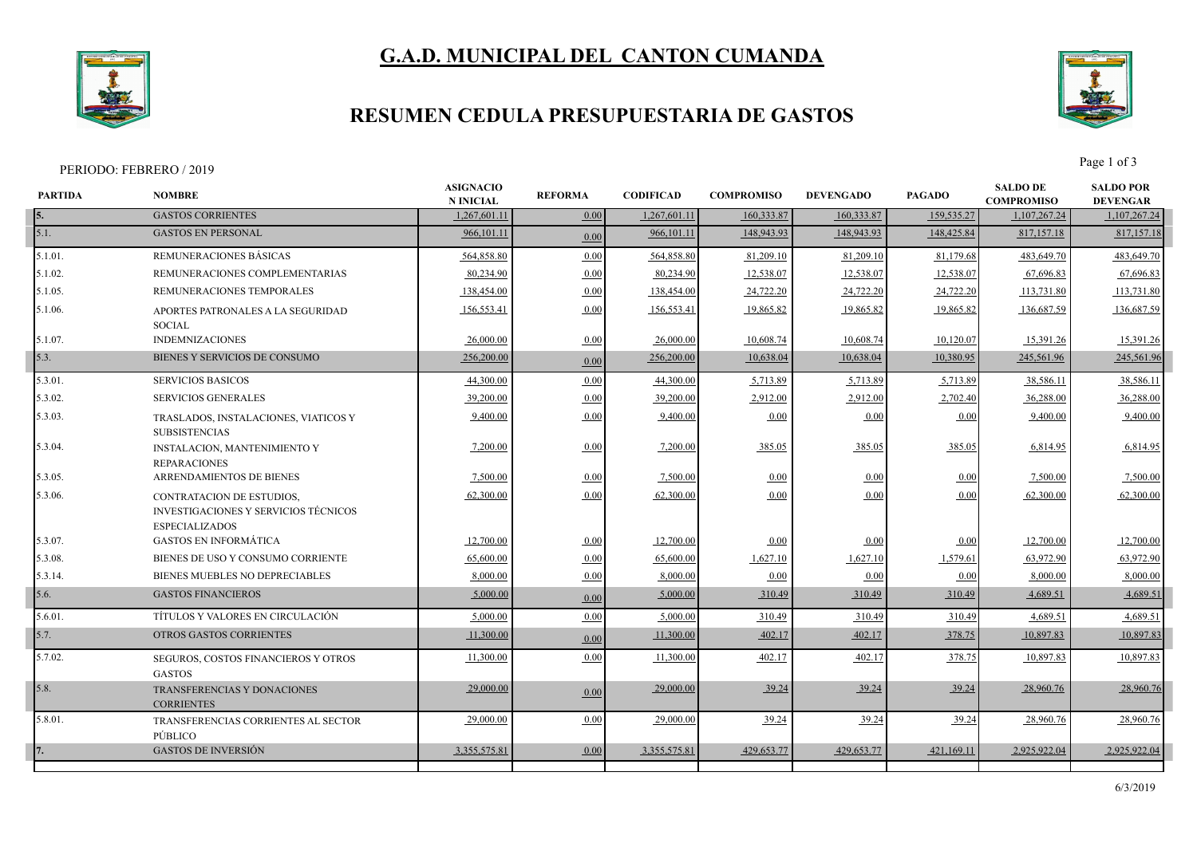# G.A.D. MUNICIPAL DEL CANTON CUMANDA

## RESUMEN CEDULA PRESUPUESTARIA DE GASTOS

PERIODO: FEBRERO / 2019

| PARTIDA | NOMBRE | ASIGNACION INICIAL | REFORMA | CODIFICAD | COMPROMISO | DEVENGADO | PAGADO | SALDO DE COMPROMISO | SALDO POR DEVENGAR |
|---|---|---|---|---|---|---|---|---|---|
| 5. | GASTOS CORRIENTES | 1,267,601.11 | 0.00 | 1,267,601.11 | 160,333.87 | 160,333.87 | 159,535.27 | 1,107,267.24 | 1,107,267.24 |
| 5.1. | GASTOS EN PERSONAL | 966,101.11 | 0.00 | 966,101.11 | 148,943.93 | 148,943.93 | 148,425.84 | 817,157.18 | 817,157.18 |
| 5.1.01. | REMUNERACIONES BÁSICAS | 564,858.80 | 0.00 | 564,858.80 | 81,209.10 | 81,209.10 | 81,179.68 | 483,649.70 | 483,649.70 |
| 5.1.02. | REMUNERACIONES COMPLEMENTARIAS | 80,234.90 | 0.00 | 80,234.90 | 12,538.07 | 12,538.07 | 12,538.07 | 67,696.83 | 67,696.83 |
| 5.1.05. | REMUNERACIONES TEMPORALES | 138,454.00 | 0.00 | 138,454.00 | 24,722.20 | 24,722.20 | 24,722.20 | 113,731.80 | 113,731.80 |
| 5.1.06. | APORTES PATRONALES A LA SEGURIDAD SOCIAL | 156,553.41 | 0.00 | 156,553.41 | 19,865.82 | 19,865.82 | 19,865.82 | 136,687.59 | 136,687.59 |
| 5.1.07. | INDEMNIZACIONES | 26,000.00 | 0.00 | 26,000.00 | 10,608.74 | 10,608.74 | 10,120.07 | 15,391.26 | 15,391.26 |
| 5.3. | BIENES Y SERVICIOS DE CONSUMO | 256,200.00 | 0.00 | 256,200.00 | 10,638.04 | 10,638.04 | 10,380.95 | 245,561.96 | 245,561.96 |
| 5.3.01. | SERVICIOS BASICOS | 44,300.00 | 0.00 | 44,300.00 | 5,713.89 | 5,713.89 | 5,713.89 | 38,586.11 | 38,586.11 |
| 5.3.02. | SERVICIOS GENERALES | 39,200.00 | 0.00 | 39,200.00 | 2,912.00 | 2,912.00 | 2,702.40 | 36,288.00 | 36,288.00 |
| 5.3.03. | TRASLADOS, INSTALACIONES, VIATICOS Y SUBSISTENCIAS | 9,400.00 | 0.00 | 9,400.00 | 0.00 | 0.00 | 0.00 | 9,400.00 | 9,400.00 |
| 5.3.04. | INSTALACION, MANTENIMIENTO Y REPARACIONES | 7,200.00 | 0.00 | 7,200.00 | 385.05 | 385.05 | 385.05 | 6,814.95 | 6,814.95 |
| 5.3.05. | ARRENDAMIENTOS DE BIENES | 7,500.00 | 0.00 | 7,500.00 | 0.00 | 0.00 | 0.00 | 7,500.00 | 7,500.00 |
| 5.3.06. | CONTRATACION DE ESTUDIOS, INVESTIGACIONES Y SERVICIOS TÉCNICOS ESPECIALIZADOS | 62,300.00 | 0.00 | 62,300.00 | 0.00 | 0.00 | 0.00 | 62,300.00 | 62,300.00 |
| 5.3.07. | GASTOS EN INFORMÁTICA | 12,700.00 | 0.00 | 12,700.00 | 0.00 | 0.00 | 0.00 | 12,700.00 | 12,700.00 |
| 5.3.08. | BIENES DE USO Y CONSUMO CORRIENTE | 65,600.00 | 0.00 | 65,600.00 | 1,627.10 | 1,627.10 | 1,579.61 | 63,972.90 | 63,972.90 |
| 5.3.14. | BIENES MUEBLES NO DEPRECIABLES | 8,000.00 | 0.00 | 8,000.00 | 0.00 | 0.00 | 0.00 | 8,000.00 | 8,000.00 |
| 5.6. | GASTOS FINANCIEROS | 5,000.00 | 0.00 | 5,000.00 | 310.49 | 310.49 | 310.49 | 4,689.51 | 4,689.51 |
| 5.6.01. | TÍTULOS Y VALORES EN CIRCULACIÓN | 5,000.00 | 0.00 | 5,000.00 | 310.49 | 310.49 | 310.49 | 4,689.51 | 4,689.51 |
| 5.7. | OTROS GASTOS CORRIENTES | 11,300.00 | 0.00 | 11,300.00 | 402.17 | 402.17 | 378.75 | 10,897.83 | 10,897.83 |
| 5.7.02. | SEGUROS, COSTOS FINANCIEROS Y OTROS GASTOS | 11,300.00 | 0.00 | 11,300.00 | 402.17 | 402.17 | 378.75 | 10,897.83 | 10,897.83 |
| 5.8. | TRANSFERENCIAS Y DONACIONES CORRIENTES | 29,000.00 | 0.00 | 29,000.00 | 39.24 | 39.24 | 39.24 | 28,960.76 | 28,960.76 |
| 5.8.01. | TRANSFERENCIAS CORRIENTES AL SECTOR PÚBLICO | 29,000.00 | 0.00 | 29,000.00 | 39.24 | 39.24 | 39.24 | 28,960.76 | 28,960.76 |
| 7. | GASTOS DE INVERSIÓN | 3,355,575.81 | 0.00 | 3,355,575.81 | 429,653.77 | 429,653.77 | 421,169.11 | 2,925,922.04 | 2,925,922.04 |

6/3/2019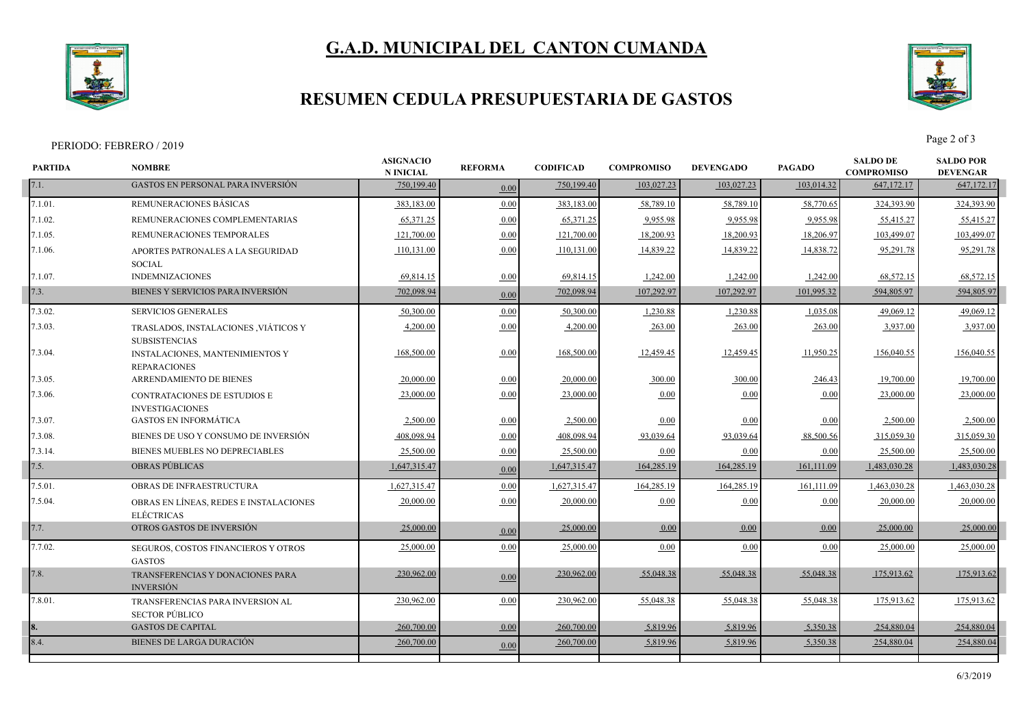# G.A.D. MUNICIPAL DEL CANTON CUMANDA

## RESUMEN CEDULA PRESUPUESTARIA DE GASTOS

PERIODO: FEBRERO / 2019

| PARTIDA | NOMBRE | ASIGNACION INICIAL | REFORMA | CODIFICAD | COMPROMISO | DEVENGADO | PAGADO | SALDO DE COMPROMISO | SALDO POR DEVENGAR |
|---|---|---|---|---|---|---|---|---|---|
| 7.1. | GASTOS EN PERSONAL PARA INVERSIÓN | 750,199.40 | 0.00 | 750,199.40 | 103,027.23 | 103,027.23 | 103,014.32 | 647,172.17 | 647,172.17 |
| 7.1.01. | REMUNERACIONES BÁSICAS | 383,183.00 | 0.00 | 383,183.00 | 58,789.10 | 58,789.10 | 58,770.65 | 324,393.90 | 324,393.90 |
| 7.1.02. | REMUNERACIONES COMPLEMENTARIAS | 65,371.25 | 0.00 | 65,371.25 | 9,955.98 | 9,955.98 | 9,955.98 | 55,415.27 | 55,415.27 |
| 7.1.05. | REMUNERACIONES TEMPORALES | 121,700.00 | 0.00 | 121,700.00 | 18,200.93 | 18,200.93 | 18,206.97 | 103,499.07 | 103,499.07 |
| 7.1.06. | APORTES PATRONALES A LA SEGURIDAD SOCIAL | 110,131.00 | 0.00 | 110,131.00 | 14,839.22 | 14,839.22 | 14,838.72 | 95,291.78 | 95,291.78 |
| 7.1.07. | INDEMNIZACIONES | 69,814.15 | 0.00 | 69,814.15 | 1,242.00 | 1,242.00 | 1,242.00 | 68,572.15 | 68,572.15 |
| 7.3. | BIENES Y SERVICIOS PARA INVERSIÓN | 702,098.94 | 0.00 | 702,098.94 | 107,292.97 | 107,292.97 | 101,995.32 | 594,805.97 | 594,805.97 |
| 7.3.02. | SERVICIOS GENERALES | 50,300.00 | 0.00 | 50,300.00 | 1,230.88 | 1,230.88 | 1,035.08 | 49,069.12 | 49,069.12 |
| 7.3.03. | TRASLADOS, INSTALACIONES ,VIÁTICOS Y SUBSISTENCIAS | 4,200.00 | 0.00 | 4,200.00 | 263.00 | 263.00 | 263.00 | 3,937.00 | 3,937.00 |
| 7.3.04. | INSTALACIONES, MANTENIMIENTOS Y REPARACIONES | 168,500.00 | 0.00 | 168,500.00 | 12,459.45 | 12,459.45 | 11,950.25 | 156,040.55 | 156,040.55 |
| 7.3.05. | ARRENDAMIENTO DE BIENES | 20,000.00 | 0.00 | 20,000.00 | 300.00 | 300.00 | 246.43 | 19,700.00 | 19,700.00 |
| 7.3.06. | CONTRATACIONES DE ESTUDIOS E INVESTIGACIONES | 23,000.00 | 0.00 | 23,000.00 | 0.00 | 0.00 | 0.00 | 23,000.00 | 23,000.00 |
| 7.3.07. | GASTOS EN INFORMÁTICA | 2,500.00 | 0.00 | 2,500.00 | 0.00 | 0.00 | 0.00 | 2,500.00 | 2,500.00 |
| 7.3.08. | BIENES DE USO Y CONSUMO DE INVERSIÓN | 408,098.94 | 0.00 | 408,098.94 | 93,039.64 | 93,039.64 | 88,500.56 | 315,059.30 | 315,059.30 |
| 7.3.14. | BIENES MUEBLES NO DEPRECIABLES | 25,500.00 | 0.00 | 25,500.00 | 0.00 | 0.00 | 0.00 | 25,500.00 | 25,500.00 |
| 7.5. | OBRAS PÚBLICAS | 1,647,315.47 | 0.00 | 1,647,315.47 | 164,285.19 | 164,285.19 | 161,111.09 | 1,483,030.28 | 1,483,030.28 |
| 7.5.01. | OBRAS DE INFRAESTRUCTURA | 1,627,315.47 | 0.00 | 1,627,315.47 | 164,285.19 | 164,285.19 | 161,111.09 | 1,463,030.28 | 1,463,030.28 |
| 7.5.04. | OBRAS EN LÍNEAS, REDES E INSTALACIONES ELÉCTRICAS | 20,000.00 | 0.00 | 20,000.00 | 0.00 | 0.00 | 0.00 | 20,000.00 | 20,000.00 |
| 7.7. | OTROS GASTOS DE INVERSIÓN | 25,000.00 | 0.00 | 25,000.00 | 0.00 | 0.00 | 0.00 | 25,000.00 | 25,000.00 |
| 7.7.02. | SEGUROS, COSTOS FINANCIEROS Y OTROS GASTOS | 25,000.00 | 0.00 | 25,000.00 | 0.00 | 0.00 | 0.00 | 25,000.00 | 25,000.00 |
| 7.8. | TRANSFERENCIAS Y DONACIONES PARA INVERSIÓN | 230,962.00 | 0.00 | 230,962.00 | 55,048.38 | 55,048.38 | 55,048.38 | 175,913.62 | 175,913.62 |
| 7.8.01. | TRANSFERENCIAS PARA INVERSION AL SECTOR PÚBLICO | 230,962.00 | 0.00 | 230,962.00 | 55,048.38 | 55,048.38 | 55,048.38 | 175,913.62 | 175,913.62 |
| **8.** | GASTOS DE CAPITAL | 260,700.00 | 0.00 | 260,700.00 | 5,819.96 | 5,819.96 | 5,350.38 | 254,880.04 | 254,880.04 |
| 8.4. | BIENES DE LARGA DURACIÓN | 260,700.00 | 0.00 | 260,700.00 | 5,819.96 | 5,819.96 | 5,350.38 | 254,880.04 | 254,880.04 |

6/3/2019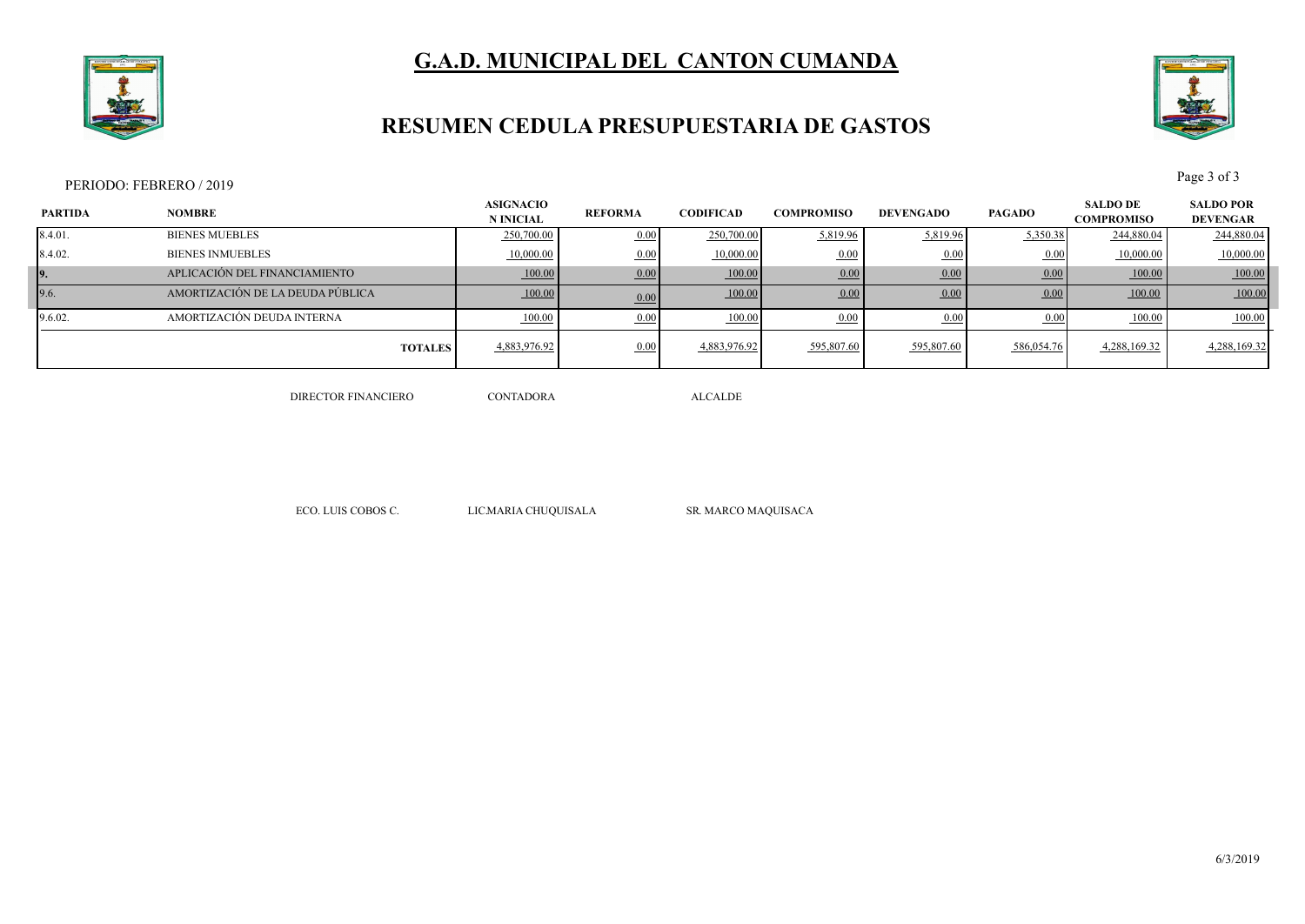# G.A.D. MUNICIPAL DEL CANTON CUMANDA

## RESUMEN CEDULA PRESUPUESTARIA DE GASTOS

PERIODO: FEBRERO / 2019

| PARTIDA | NOMBRE | ASIGNACION INICIAL | REFORMA | CODIFICAD | COMPROMISO | DEVENGADO | PAGADO | SALDO DE COMPROMISO | SALDO POR DEVENGAR |
|---|---|---|---|---|---|---|---|---|---|
| 8.4.01. | BIENES MUEBLES | 250,700.00 | 0.00 | 250,700.00 | 5,819.96 | 5,819.96 | 5,350.38 | 244,880.04 | 244,880.04 |
| 8.4.02. | BIENES INMUEBLES | 10,000.00 | 0.00 | 10,000.00 | 0.00 | 0.00 | 0.00 | 10,000.00 | 10,000.00 |
| 9. | APLICACIÓN DEL FINANCIAMIENTO | 100.00 | 0.00 | 100.00 | 0.00 | 0.00 | 0.00 | 100.00 | 100.00 |
| 9.6. | AMORTIZACIÓN DE LA DEUDA PÚBLICA | 100.00 | 0.00 | 100.00 | 0.00 | 0.00 | 0.00 | 100.00 | 100.00 |
| 9.6.02. | AMORTIZACIÓN DEUDA INTERNA | 100.00 | 0.00 | 100.00 | 0.00 | 0.00 | 0.00 | 100.00 | 100.00 |
| | **TOTALES** | 4,883,976.92 | 0.00 | 4,883,976.92 | 595,807.60 | 595,807.60 | 586,054.76 | 4,288,169.32 | 4,288,169.32 |

DIRECTOR FINANCIERO — ECO. LUIS COBOS C.

CONTADORA — LIC.MARIA CHUQUISALA

ALCALDE — SR. MARCO MAQUISACA

6/3/2019